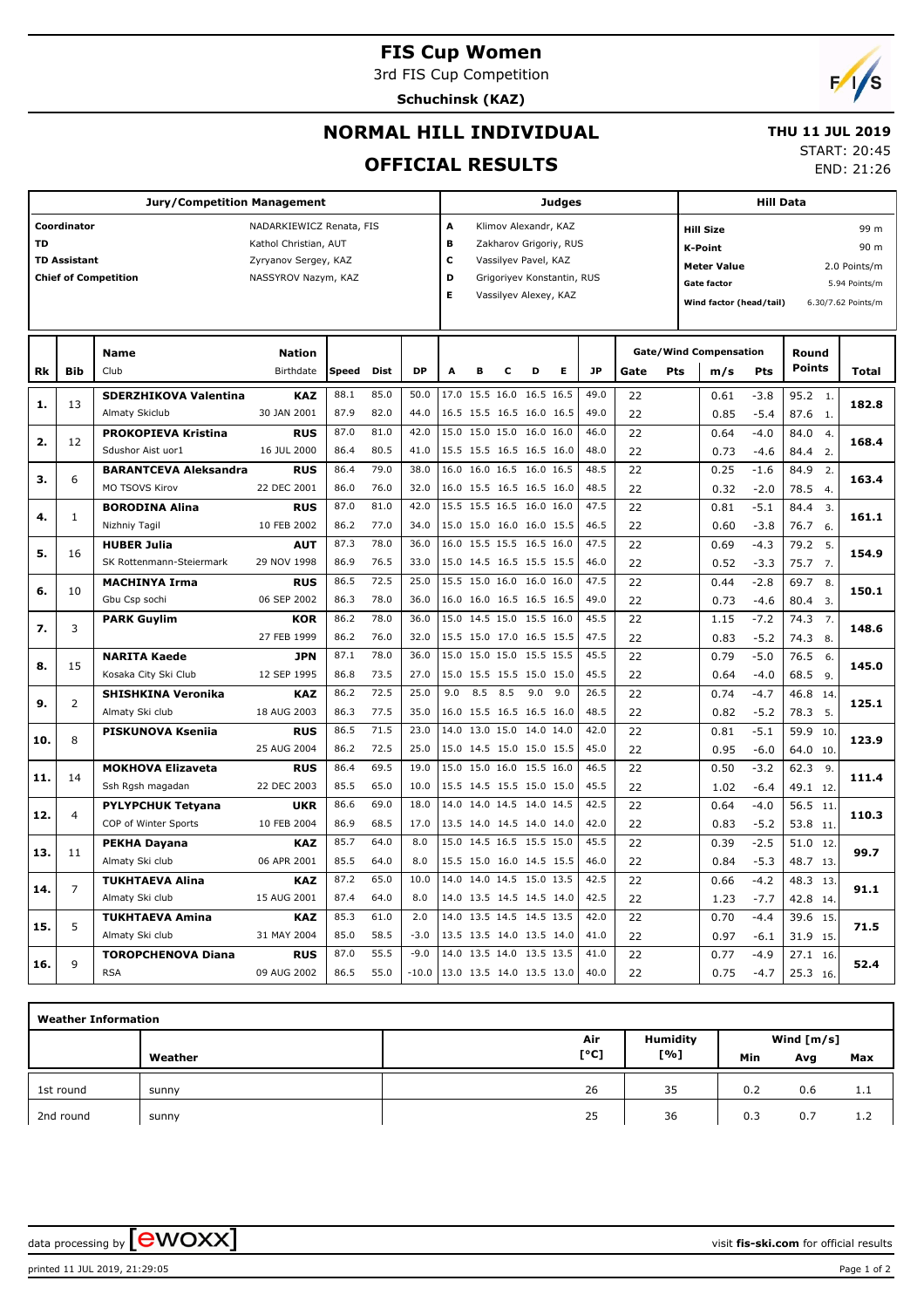# FIS Cup Women

3rd FIS Cup Competition

**Schuchinsk (KAZ)**

## NORMAL HILL INDIVIDUAL

## OFFICIAL RESULTS

**THU 11 JUL 2019**

START: 20:45

END: 21:26

| Jury/Competition Management | | Judges | | Hill Data | |
|---|---|---|---|---|---|
| Coordinator | NADARKIEWICZ Renata, FIS | A | Klimov Alexandr, KAZ | Hill Size | 99 m |
| TD | Kathol Christian, AUT | B | Zakharov Grigoriy, RUS | K-Point | 90 m |
| TD Assistant | Zyryanov Sergey, KAZ | C | Vassilyev Pavel, KAZ | Meter Value | 2.0 Points/m |
| Chief of Competition | NASSYROV Nazym, KAZ | D | Grigoriyev Konstantin, RUS | Gate factor | 5.94 Points/m |
| | | E | Vassilyev Alexey, KAZ | Wind factor (head/tail) | 6.30/7.62 Points/m |

| Rk | Bib | Name / Club | Nation / Birthdate | Speed | Dist | DP | A | B | C | D | E | JP | Gate | Pts | m/s | Pts | Round Points | Total |
|---|---|---|---|---|---|---|---|---|---|---|---|---|---|---|---|---|---|---|
| 1. | 13 | **SDERZHIKOVA Valentina** | **KAZ** | 88.1 | 85.0 | 50.0 | 17.0 | 15.5 | 16.0 | 16.5 | 16.5 | 49.0 | 22 | | 0.61 | -3.8 | 95.2 1. | **182.8** |
| | | Almaty Skiclub | 30 JAN 2001 | 87.9 | 82.0 | 44.0 | 16.5 | 15.5 | 16.5 | 16.0 | 16.5 | 49.0 | 22 | | 0.85 | -5.4 | 87.6 1. | |
| 2. | 12 | **PROKOPIEVA Kristina** | **RUS** | 87.0 | 81.0 | 42.0 | 15.0 | 15.0 | 15.0 | 16.0 | 16.0 | 46.0 | 22 | | 0.64 | -4.0 | 84.0 4. | **168.4** |
| | | Sdushor Aist uor1 | 16 JUL 2000 | 86.4 | 80.5 | 41.0 | 15.5 | 15.5 | 16.5 | 16.5 | 16.0 | 48.0 | 22 | | 0.73 | -4.6 | 84.4 2. | |
| 3. | 6 | **BARANTCEVA Aleksandra** | **RUS** | 86.4 | 79.0 | 38.0 | 16.0 | 16.0 | 16.5 | 16.0 | 16.5 | 48.5 | 22 | | 0.25 | -1.6 | 84.9 2. | **163.4** |
| | | MO TSOVS Kirov | 22 DEC 2001 | 86.0 | 76.0 | 32.0 | 16.0 | 15.5 | 16.5 | 16.5 | 16.0 | 48.5 | 22 | | 0.32 | -2.0 | 78.5 4. | |
| 4. | 1 | **BORODINA Alina** | **RUS** | 87.0 | 81.0 | 42.0 | 15.5 | 15.5 | 16.5 | 16.0 | 16.0 | 47.5 | 22 | | 0.81 | -5.1 | 84.4 3. | **161.1** |
| | | Nizhniy Tagil | 10 FEB 2002 | 86.2 | 77.0 | 34.0 | 15.0 | 15.0 | 16.0 | 16.0 | 15.5 | 46.5 | 22 | | 0.60 | -3.8 | 76.7 6. | |
| 5. | 16 | **HUBER Julia** | **AUT** | 87.3 | 78.0 | 36.0 | 16.0 | 15.5 | 15.5 | 16.5 | 16.0 | 47.5 | 22 | | 0.69 | -4.3 | 79.2 5. | **154.9** |
| | | SK Rottenmann-Steiermark | 29 NOV 1998 | 86.9 | 76.5 | 33.0 | 15.0 | 14.5 | 16.5 | 15.5 | 15.5 | 46.0 | 22 | | 0.52 | -3.3 | 75.7 7. | |
| 6. | 10 | **MACHINYA Irma** | **RUS** | 86.5 | 72.5 | 25.0 | 15.5 | 15.0 | 16.0 | 16.0 | 16.0 | 47.5 | 22 | | 0.44 | -2.8 | 69.7 8. | **150.1** |
| | | Gbu Csp sochi | 06 SEP 2002 | 86.3 | 78.0 | 36.0 | 16.0 | 16.0 | 16.5 | 16.5 | 16.5 | 49.0 | 22 | | 0.73 | -4.6 | 80.4 3. | |
| 7. | 3 | **PARK Guylim** | **KOR** | 86.2 | 78.0 | 36.0 | 15.0 | 14.5 | 15.0 | 15.5 | 16.0 | 45.5 | 22 | | 1.15 | -7.2 | 74.3 7. | **148.6** |
| | | | 27 FEB 1999 | 86.2 | 76.0 | 32.0 | 15.5 | 15.0 | 17.0 | 16.5 | 15.5 | 47.5 | 22 | | 0.83 | -5.2 | 74.3 8. | |
| 8. | 15 | **NARITA Kaede** | **JPN** | 87.1 | 78.0 | 36.0 | 15.0 | 15.0 | 15.0 | 15.5 | 15.5 | 45.5 | 22 | | 0.79 | -5.0 | 76.5 6. | **145.0** |
| | | Kosaka City Ski Club | 12 SEP 1995 | 86.8 | 73.5 | 27.0 | 15.0 | 15.5 | 15.5 | 15.0 | 15.0 | 45.5 | 22 | | 0.64 | -4.0 | 68.5 9. | |
| 9. | 2 | **SHISHKINA Veronika** | **KAZ** | 86.2 | 72.5 | 25.0 | 9.0 | 8.5 | 8.5 | 9.0 | 9.0 | 26.5 | 22 | | 0.74 | -4.7 | 46.8 14. | **125.1** |
| | | Almaty Ski club | 18 AUG 2003 | 86.3 | 77.5 | 35.0 | 16.0 | 15.5 | 16.5 | 16.5 | 16.0 | 48.5 | 22 | | 0.82 | -5.2 | 78.3 5. | |
| 10. | 8 | **PISKUNOVA Kseniia** | **RUS** | 86.5 | 71.5 | 23.0 | 14.0 | 13.0 | 15.0 | 14.0 | 14.0 | 42.0 | 22 | | 0.81 | -5.1 | 59.9 10. | **123.9** |
| | | | 25 AUG 2004 | 86.2 | 72.5 | 25.0 | 15.0 | 14.5 | 15.0 | 15.0 | 15.5 | 45.0 | 22 | | 0.95 | -6.0 | 64.0 10. | |
| 11. | 14 | **MOKHOVA Elizaveta** | **RUS** | 86.4 | 69.5 | 19.0 | 15.0 | 15.0 | 16.0 | 15.5 | 16.0 | 46.5 | 22 | | 0.50 | -3.2 | 62.3 9. | **111.4** |
| | | Ssh Rgsh magadan | 22 DEC 2003 | 85.5 | 65.0 | 10.0 | 15.5 | 14.5 | 15.5 | 15.0 | 15.0 | 45.5 | 22 | | 1.02 | -6.4 | 49.1 12. | |
| 12. | 4 | **PYLYPCHUK Tetyana** | **UKR** | 86.6 | 69.0 | 18.0 | 14.0 | 14.0 | 14.5 | 14.0 | 14.5 | 42.5 | 22 | | 0.64 | -4.0 | 56.5 11. | **110.3** |
| | | COP of Winter Sports | 10 FEB 2004 | 86.9 | 68.5 | 17.0 | 13.5 | 14.0 | 14.5 | 14.0 | 14.0 | 42.0 | 22 | | 0.83 | -5.2 | 53.8 11. | |
| 13. | 11 | **PEKHA Dayana** | **KAZ** | 85.7 | 64.0 | 8.0 | 15.0 | 14.5 | 16.5 | 15.5 | 15.0 | 45.5 | 22 | | 0.39 | -2.5 | 51.0 12. | **99.7** |
| | | Almaty Ski club | 06 APR 2001 | 85.5 | 64.0 | 8.0 | 15.5 | 15.0 | 16.0 | 14.5 | 15.5 | 46.0 | 22 | | 0.84 | -5.3 | 48.7 13. | |
| 14. | 7 | **TUKHTAEVA Alina** | **KAZ** | 87.2 | 65.0 | 10.0 | 14.0 | 14.0 | 14.5 | 15.0 | 13.5 | 42.5 | 22 | | 0.66 | -4.2 | 48.3 13. | **91.1** |
| | | Almaty Ski club | 15 AUG 2001 | 87.4 | 64.0 | 8.0 | 14.0 | 13.5 | 14.5 | 14.5 | 14.0 | 42.5 | 22 | | 1.23 | -7.7 | 42.8 14. | |
| 15. | 5 | **TUKHTAEVA Amina** | **KAZ** | 85.3 | 61.0 | 2.0 | 14.0 | 13.5 | 14.5 | 14.5 | 13.5 | 42.0 | 22 | | 0.70 | -4.4 | 39.6 15. | **71.5** |
| | | Almaty Ski club | 31 MAY 2004 | 85.0 | 58.5 | -3.0 | 13.5 | 13.5 | 14.0 | 13.5 | 14.0 | 41.0 | 22 | | 0.97 | -6.1 | 31.9 15. | |
| 16. | 9 | **TOROPCHENOVA Diana** | **RUS** | 87.0 | 55.5 | -9.0 | 14.0 | 13.5 | 14.0 | 13.5 | 13.5 | 41.0 | 22 | | 0.77 | -4.9 | 27.1 16. | **52.4** |
| | | RSA | 09 AUG 2002 | 86.5 | 55.0 | -10.0 | 13.0 | 13.5 | 14.0 | 13.5 | 13.0 | 40.0 | 22 | | 0.75 | -4.7 | 25.3 16. | |

**Weather Information**

| | Weather | Air [°C] | Humidity [%] | Wind [m/s] Min | Avg | Max |
|---|---|---|---|---|---|---|
| 1st round | sunny | 26 | 35 | 0.2 | 0.6 | 1.1 |
| 2nd round | sunny | 25 | 36 | 0.3 | 0.7 | 1.2 |

data processing by EWOXX — visit fis-ski.com for official results

printed 11 JUL 2019, 21:29:05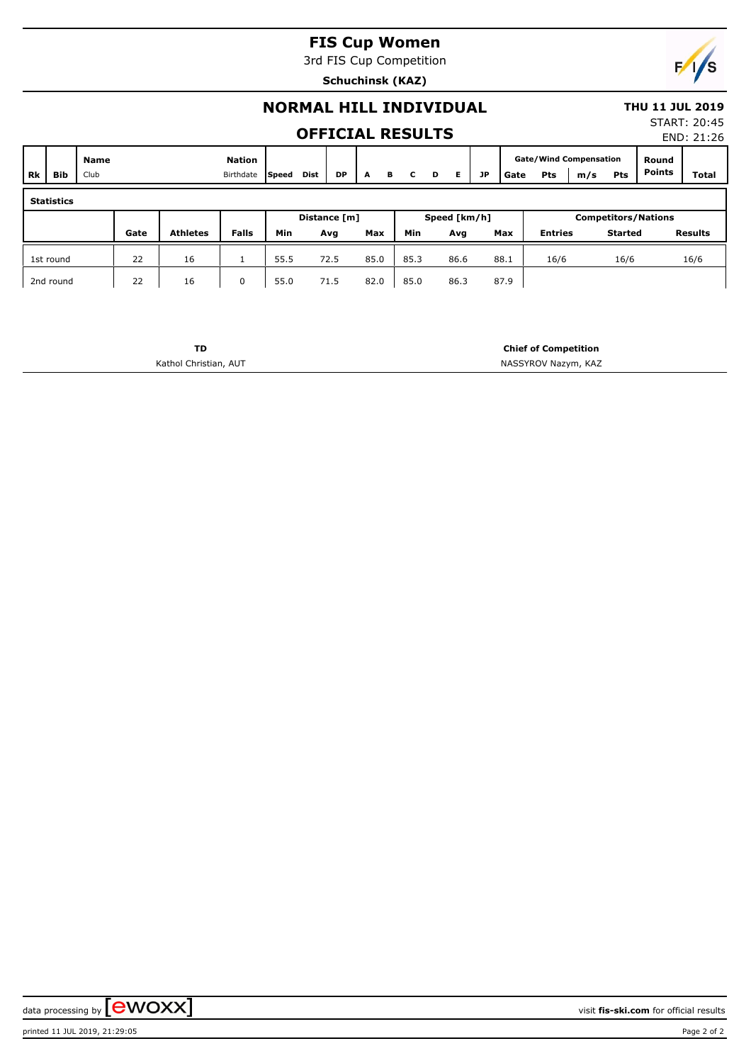# FIS Cup Women

3rd FIS Cup Competition

**Schuchinsk (KAZ)**

## NORMAL HILL INDIVIDUAL

**THU 11 JUL 2019**

START: 20:45

END: 21:26

## OFFICIAL RESULTS

| Rk | Bib | Name / Club | Nation / Birthdate | Speed | Dist | DP | A | B | C | D | E | JP | Gate | Pts (Gate/Wind Compensation) | m/s | Pts | Round Points | Total |
|---|---|---|---|---|---|---|---|---|---|---|---|---|---|---|---|---|---|---|

**Statistics**

| | Gate | Athletes | Falls | Distance [m] Min | Distance [m] Avg | Distance [m] Max | Speed [km/h] Min | Speed [km/h] Avg | Speed [km/h] Max | Competitors/Nations Entries | Competitors/Nations Started | Competitors/Nations Results |
|---|---|---|---|---|---|---|---|---|---|---|---|---|
| 1st round | 22 | 16 | 1 | 55.5 | 72.5 | 85.0 | 85.3 | 86.6 | 88.1 | 16/6 | 16/6 | 16/6 |
| 2nd round | 22 | 16 | 0 | 55.0 | 71.5 | 82.0 | 85.0 | 86.3 | 87.9 | | | |

| TD | Chief of Competition |
|---|---|
| Kathol Christian, AUT | NASSYROV Nazym, KAZ |

data processing by [ewoxx]

visit **fis-ski.com** for official results

printed 11 JUL 2019, 21:29:05